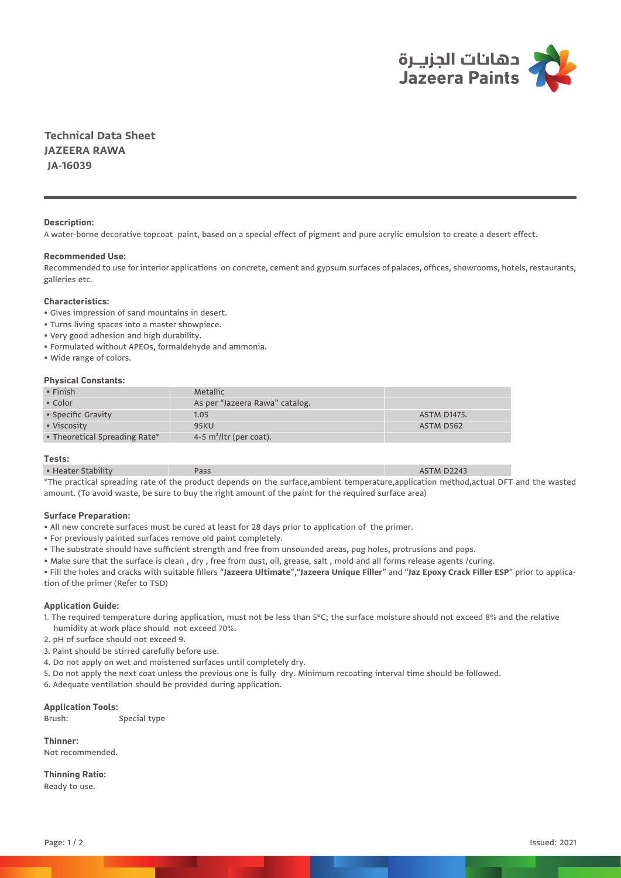دهانات الجزيـرة
Jazeera Paints

# Technical Data Sheet
## JAZEERA RAWA
## JA-16039

**Description:**

A water-borne decorative topcoat paint, based on a special effect of pigment and pure acrylic emulsion to create a desert effect.

**Recommended Use:**

Recommended to use for interior applications on concrete, cement and gypsum surfaces of palaces, offices, showrooms, hotels, restaurants, galleries etc.

**Characteristics:**

- Gives impression of sand mountains in desert.
- Turns living spaces into a master showpiece.
- Very good adhesion and high durability.
- Formulated without APEOs, formaldehyde and ammonia.
- Wide range of colors.

**Physical Constants:**

| | | |
|---|---|---|
| • Finish | Metallic | |
| • Color | As per "Jazeera Rawa" catalog. | |
| • Specific Gravity | 1.05 | ASTM D1475. |
| • Viscosity | 95KU | ASTM D562 |
| • Theoretical Spreading Rate* | 4-5 $m^2$/ltr (per coat). | |

**Tests:**

| | | |
|---|---|---|
| • Heater Stability | Pass | ASTM D2243 |

*The practical spreading rate of the product depends on the surface,ambient temperature,application method,actual DFT and the wasted amount. (To avoid waste, be sure to buy the right amount of the paint for the required surface area)

**Surface Preparation:**

- All new concrete surfaces must be cured at least for 28 days prior to application of the primer.
- For previously painted surfaces remove old paint completely.
- The substrate should have sufficient strength and free from unsounded areas, pug holes, protrusions and pops.
- Make sure that the surface is clean , dry , free from dust, oil, grease, salt , mold and all forms release agents /curing.
- Fill the holes and cracks with suitable fillers "**Jazeera Ultimate**","**Jazeera Unique Filler**" and "**Jaz Epoxy Crack Filler ESP**" prior to application of the primer (Refer to TSD)

**Application Guide:**

1. The required temperature during application, must not be less than 5°C; the surface moisture should not exceed 8% and the relative humidity at work place should not exceed 70%.
2. pH of surface should not exceed 9.
3. Paint should be stirred carefully before use.
4. Do not apply on wet and moistened surfaces until completely dry.
5. Do not apply the next coat unless the previous one is fully dry. Minimum recoating interval time should be followed.
6. Adequate ventilation should be provided during application.

**Application Tools:**

Brush: Special type

**Thinner:**

Not recommended.

**Thinning Ratio:**

Ready to use.

Issued: 2021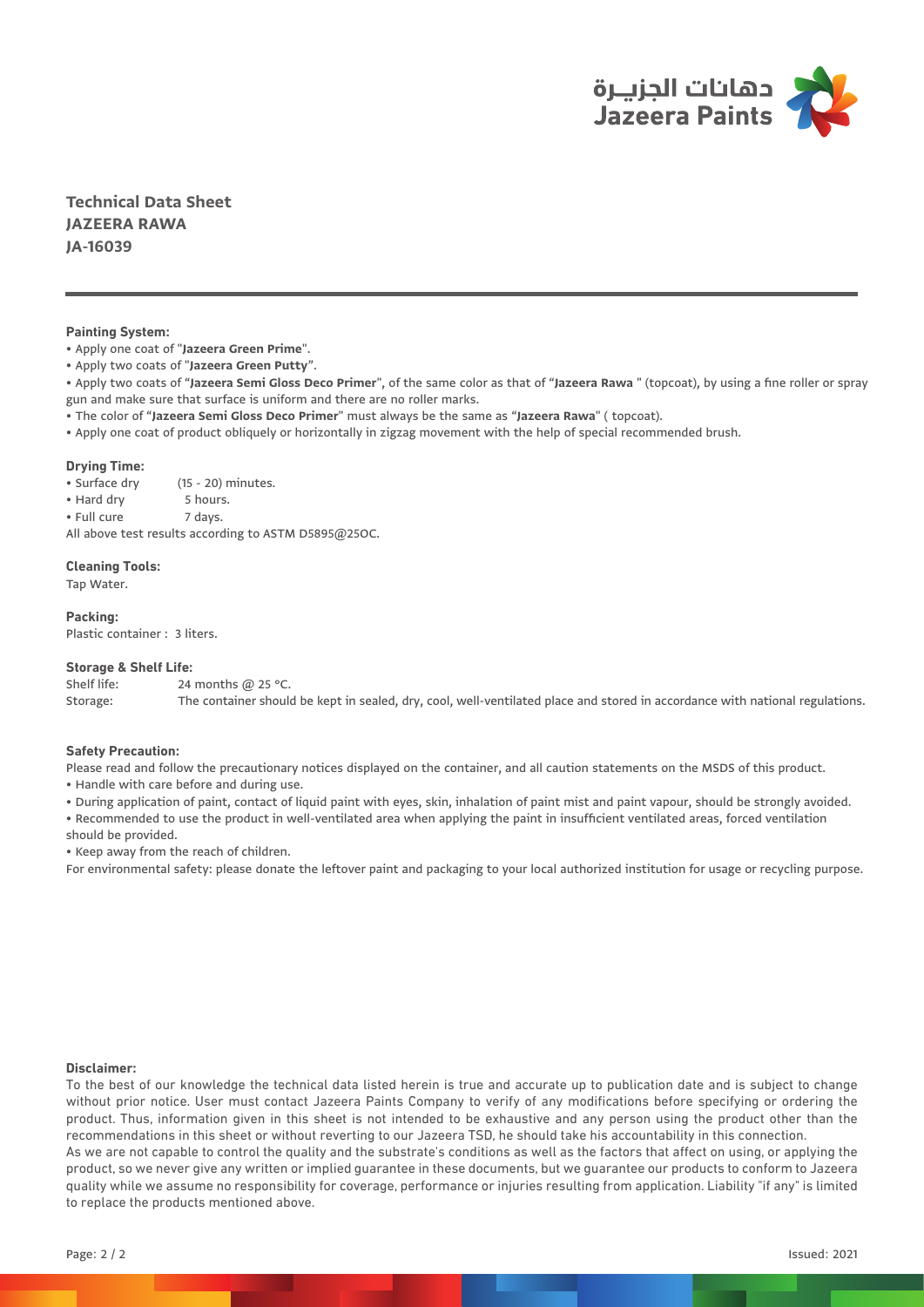دهانات الجزيـرة
Jazeera Paints

**Technical Data Sheet**
**JAZEERA RAWA**
**JA-16039**

---

**Painting System:**

- Apply one coat of "**Jazeera Green Prime**".
- Apply two coats of "**Jazeera Green Putty**".
- Apply two coats of "**Jazeera Semi Gloss Deco Primer**", of the same color as that of "**Jazeera Rawa** " (topcoat), by using a fine roller or spray gun and make sure that surface is uniform and there are no roller marks.
- The color of "**Jazeera Semi Gloss Deco Primer**" must always be the same as "**Jazeera Rawa**" ( topcoat).
- Apply one coat of product obliquely or horizontally in zigzag movement with the help of special recommended brush.

**Drying Time:**

- Surface dry (15 - 20) minutes.
- Hard dry 5 hours.
- Full cure 7 days.

All above test results according to ASTM D5895@25OC.

**Cleaning Tools:**
Tap Water.

**Packing:**
Plastic container : 3 liters.

**Storage & Shelf Life:**

| | |
|---|---|
| Shelf life: | 24 months @ 25 °C. |
| Storage: | The container should be kept in sealed, dry, cool, well-ventilated place and stored in accordance with national regulations. |

**Safety Precaution:**
Please read and follow the precautionary notices displayed on the container, and all caution statements on the MSDS of this product.

- Handle with care before and during use.
- During application of paint, contact of liquid paint with eyes, skin, inhalation of paint mist and paint vapour, should be strongly avoided.
- Recommended to use the product in well-ventilated area when applying the paint in insufficient ventilated areas, forced ventilation should be provided.
- Keep away from the reach of children.

For environmental safety: please donate the leftover paint and packaging to your local authorized institution for usage or recycling purpose.

**Disclaimer:**
To the best of our knowledge the technical data listed herein is true and accurate up to publication date and is subject to change without prior notice. User must contact Jazeera Paints Company to verify of any modifications before specifying or ordering the product. Thus, information given in this sheet is not intended to be exhaustive and any person using the product other than the recommendations in this sheet or without reverting to our Jazeera TSD, he should take his accountability in this connection.
As we are not capable to control the quality and the substrate's conditions as well as the factors that affect on using, or applying the product, so we never give any written or implied guarantee in these documents, but we guarantee our products to conform to Jazeera quality while we assume no responsibility for coverage, performance or injuries resulting from application. Liability "if any" is limited to replace the products mentioned above.

Issued: 2021